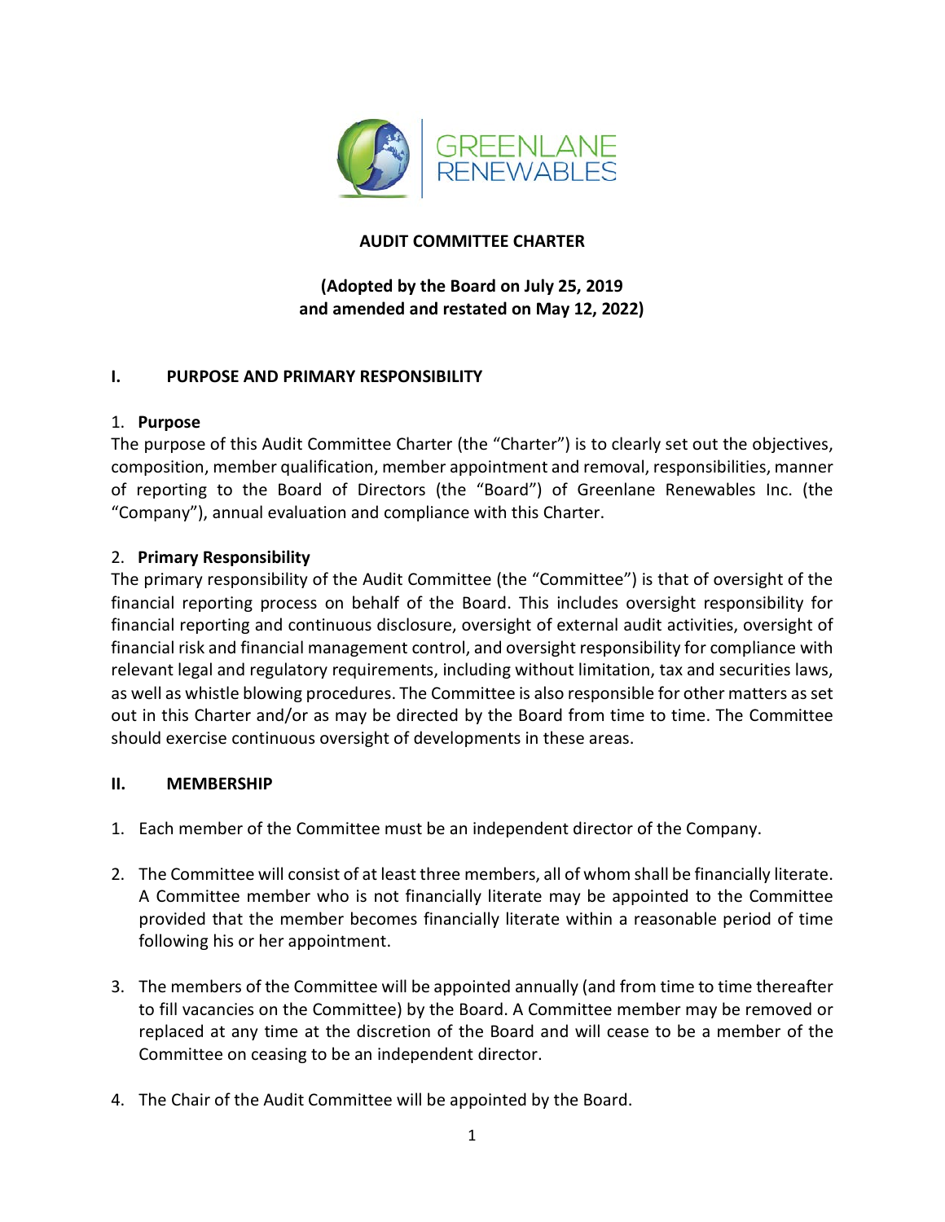GREENLANE RENEWABLES

# AUDIT COMMITTEE CHARTER

**(Adopted by the Board on July 25, 2019 and amended and restated on May 12, 2022)**

## I. PURPOSE AND PRIMARY RESPONSIBILITY

### 1. Purpose

The purpose of this Audit Committee Charter (the "Charter") is to clearly set out the objectives, composition, member qualification, member appointment and removal, responsibilities, manner of reporting to the Board of Directors (the "Board") of Greenlane Renewables Inc. (the "Company"), annual evaluation and compliance with this Charter.

### 2. Primary Responsibility

The primary responsibility of the Audit Committee (the "Committee") is that of oversight of the financial reporting process on behalf of the Board. This includes oversight responsibility for financial reporting and continuous disclosure, oversight of external audit activities, oversight of financial risk and financial management control, and oversight responsibility for compliance with relevant legal and regulatory requirements, including without limitation, tax and securities laws, as well as whistle blowing procedures. The Committee is also responsible for other matters as set out in this Charter and/or as may be directed by the Board from time to time. The Committee should exercise continuous oversight of developments in these areas.

## II. MEMBERSHIP

1. Each member of the Committee must be an independent director of the Company.
2. The Committee will consist of at least three members, all of whom shall be financially literate. A Committee member who is not financially literate may be appointed to the Committee provided that the member becomes financially literate within a reasonable period of time following his or her appointment.
3. The members of the Committee will be appointed annually (and from time to time thereafter to fill vacancies on the Committee) by the Board. A Committee member may be removed or replaced at any time at the discretion of the Board and will cease to be a member of the Committee on ceasing to be an independent director.
4. The Chair of the Audit Committee will be appointed by the Board.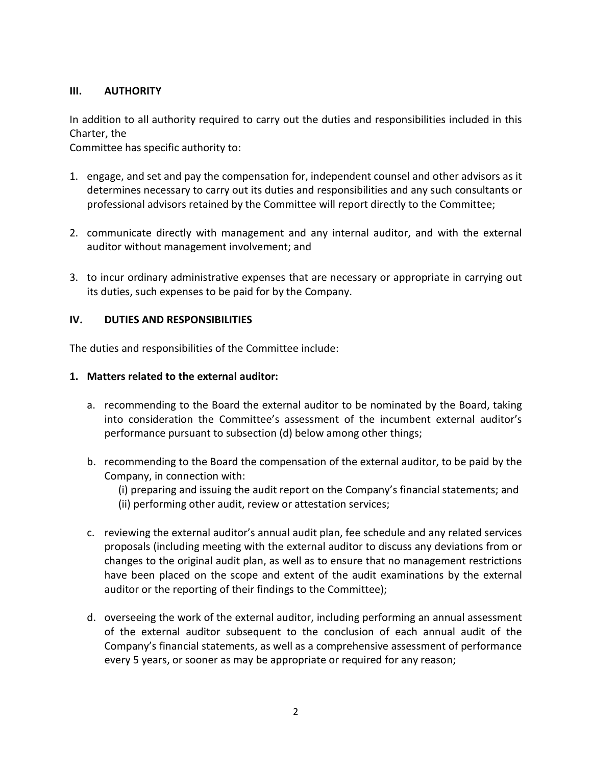## III. AUTHORITY

In addition to all authority required to carry out the duties and responsibilities included in this Charter, the
Committee has specific authority to:

1. engage, and set and pay the compensation for, independent counsel and other advisors as it determines necessary to carry out its duties and responsibilities and any such consultants or professional advisors retained by the Committee will report directly to the Committee;

2. communicate directly with management and any internal auditor, and with the external auditor without management involvement; and

3. to incur ordinary administrative expenses that are necessary or appropriate in carrying out its duties, such expenses to be paid for by the Company.

## IV. DUTIES AND RESPONSIBILITIES

The duties and responsibilities of the Committee include:

**1. Matters related to the external auditor:**

a. recommending to the Board the external auditor to be nominated by the Board, taking into consideration the Committee's assessment of the incumbent external auditor's performance pursuant to subsection (d) below among other things;

b. recommending to the Board the compensation of the external auditor, to be paid by the Company, in connection with:
   (i) preparing and issuing the audit report on the Company's financial statements; and
   (ii) performing other audit, review or attestation services;

c. reviewing the external auditor's annual audit plan, fee schedule and any related services proposals (including meeting with the external auditor to discuss any deviations from or changes to the original audit plan, as well as to ensure that no management restrictions have been placed on the scope and extent of the audit examinations by the external auditor or the reporting of their findings to the Committee);

d. overseeing the work of the external auditor, including performing an annual assessment of the external auditor subsequent to the conclusion of each annual audit of the Company's financial statements, as well as a comprehensive assessment of performance every 5 years, or sooner as may be appropriate or required for any reason;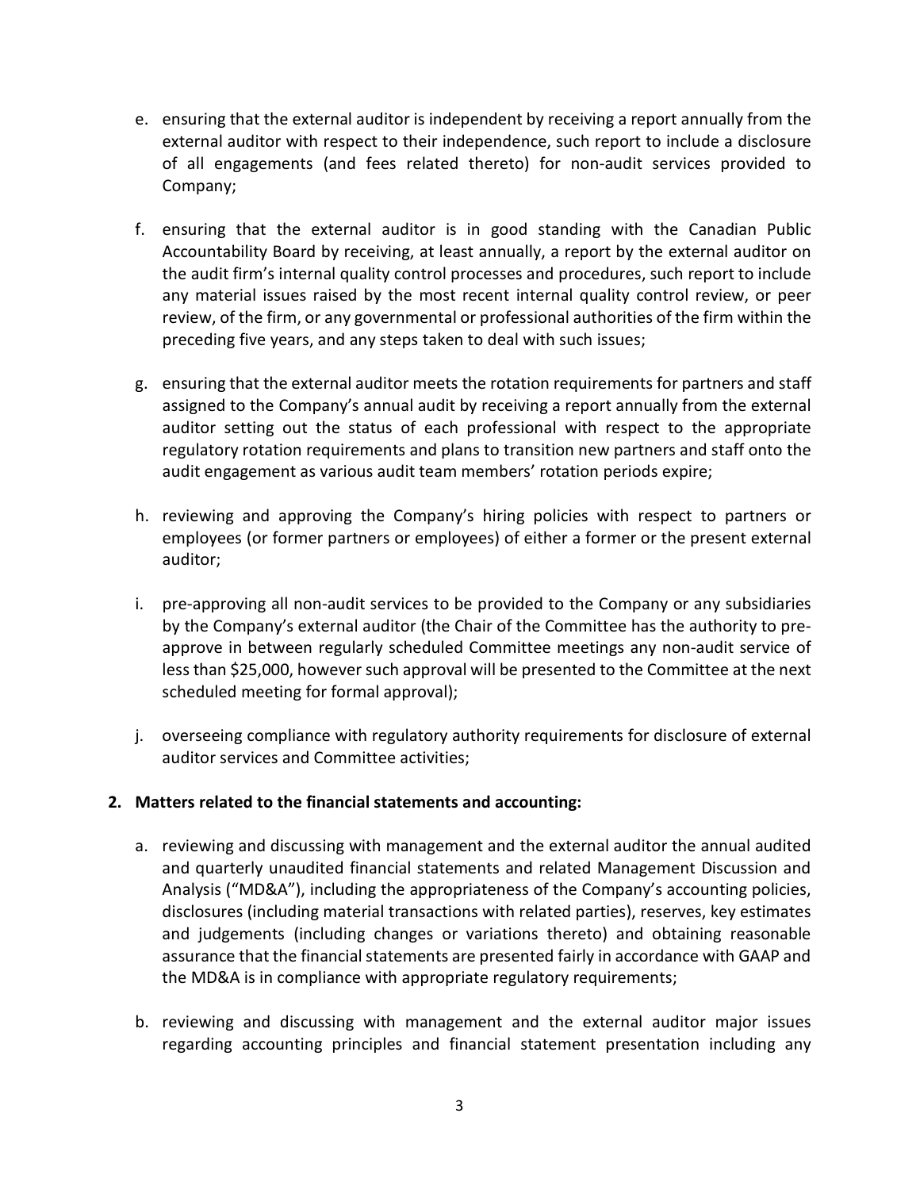e. ensuring that the external auditor is independent by receiving a report annually from the external auditor with respect to their independence, such report to include a disclosure of all engagements (and fees related thereto) for non-audit services provided to Company;

f. ensuring that the external auditor is in good standing with the Canadian Public Accountability Board by receiving, at least annually, a report by the external auditor on the audit firm's internal quality control processes and procedures, such report to include any material issues raised by the most recent internal quality control review, or peer review, of the firm, or any governmental or professional authorities of the firm within the preceding five years, and any steps taken to deal with such issues;

g. ensuring that the external auditor meets the rotation requirements for partners and staff assigned to the Company's annual audit by receiving a report annually from the external auditor setting out the status of each professional with respect to the appropriate regulatory rotation requirements and plans to transition new partners and staff onto the audit engagement as various audit team members' rotation periods expire;

h. reviewing and approving the Company's hiring policies with respect to partners or employees (or former partners or employees) of either a former or the present external auditor;

i. pre-approving all non-audit services to be provided to the Company or any subsidiaries by the Company's external auditor (the Chair of the Committee has the authority to pre-approve in between regularly scheduled Committee meetings any non-audit service of less than $25,000, however such approval will be presented to the Committee at the next scheduled meeting for formal approval);

j. overseeing compliance with regulatory authority requirements for disclosure of external auditor services and Committee activities;

**2. Matters related to the financial statements and accounting:**

a. reviewing and discussing with management and the external auditor the annual audited and quarterly unaudited financial statements and related Management Discussion and Analysis ("MD&A"), including the appropriateness of the Company's accounting policies, disclosures (including material transactions with related parties), reserves, key estimates and judgements (including changes or variations thereto) and obtaining reasonable assurance that the financial statements are presented fairly in accordance with GAAP and the MD&A is in compliance with appropriate regulatory requirements;

b. reviewing and discussing with management and the external auditor major issues regarding accounting principles and financial statement presentation including any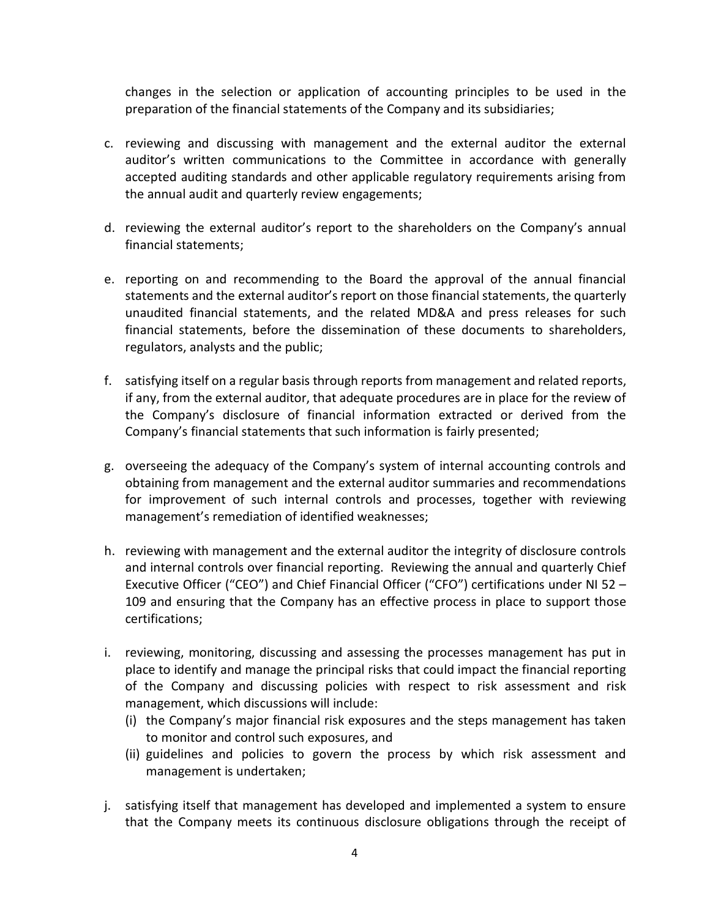changes in the selection or application of accounting principles to be used in the preparation of the financial statements of the Company and its subsidiaries;

c. reviewing and discussing with management and the external auditor the external auditor's written communications to the Committee in accordance with generally accepted auditing standards and other applicable regulatory requirements arising from the annual audit and quarterly review engagements;

d. reviewing the external auditor's report to the shareholders on the Company's annual financial statements;

e. reporting on and recommending to the Board the approval of the annual financial statements and the external auditor's report on those financial statements, the quarterly unaudited financial statements, and the related MD&A and press releases for such financial statements, before the dissemination of these documents to shareholders, regulators, analysts and the public;

f. satisfying itself on a regular basis through reports from management and related reports, if any, from the external auditor, that adequate procedures are in place for the review of the Company's disclosure of financial information extracted or derived from the Company's financial statements that such information is fairly presented;

g. overseeing the adequacy of the Company's system of internal accounting controls and obtaining from management and the external auditor summaries and recommendations for improvement of such internal controls and processes, together with reviewing management's remediation of identified weaknesses;

h. reviewing with management and the external auditor the integrity of disclosure controls and internal controls over financial reporting. Reviewing the annual and quarterly Chief Executive Officer ("CEO") and Chief Financial Officer ("CFO") certifications under NI 52 – 109 and ensuring that the Company has an effective process in place to support those certifications;

i. reviewing, monitoring, discussing and assessing the processes management has put in place to identify and manage the principal risks that could impact the financial reporting of the Company and discussing policies with respect to risk assessment and risk management, which discussions will include:
   (i) the Company's major financial risk exposures and the steps management has taken to monitor and control such exposures, and
   (ii) guidelines and policies to govern the process by which risk assessment and management is undertaken;

j. satisfying itself that management has developed and implemented a system to ensure that the Company meets its continuous disclosure obligations through the receipt of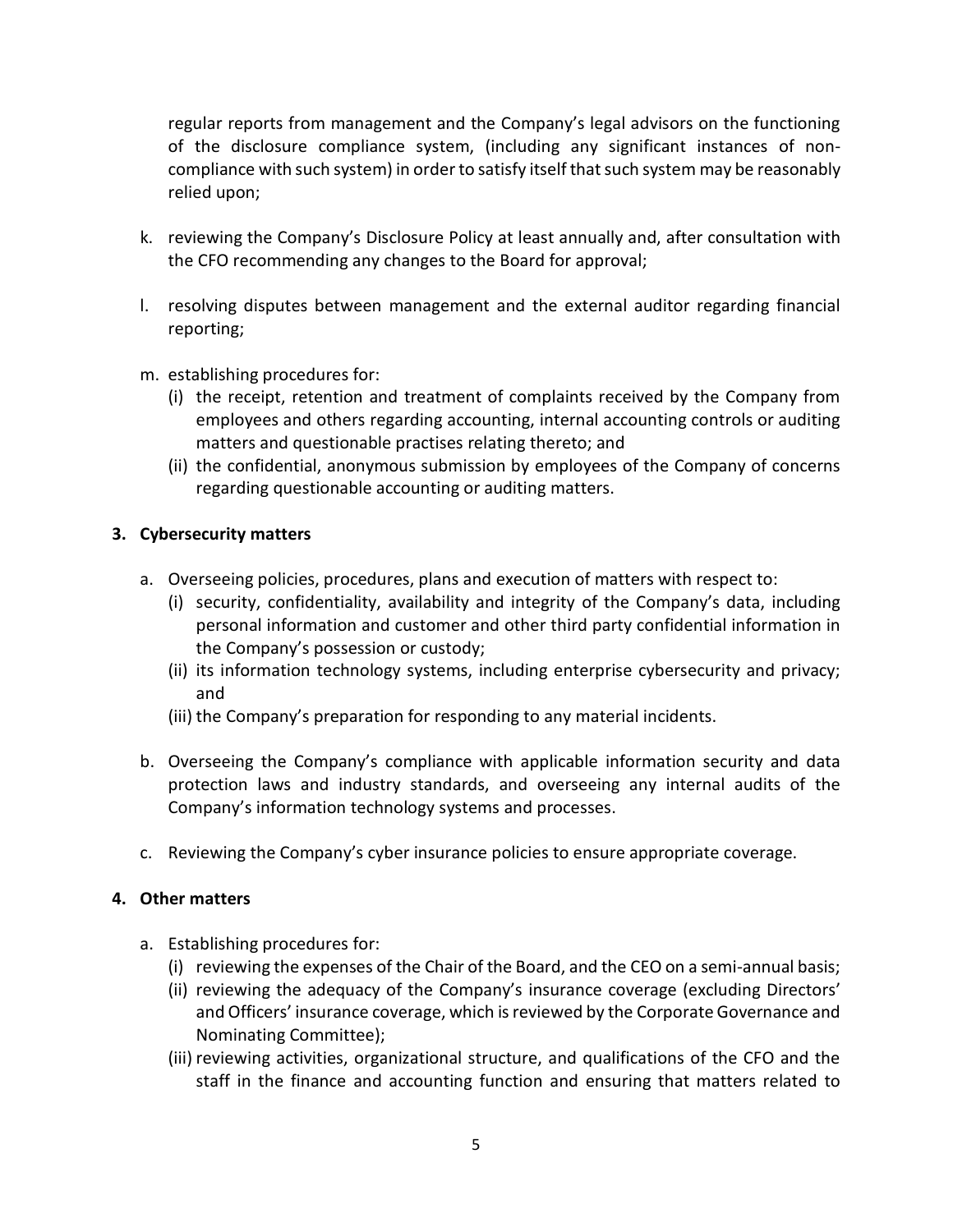regular reports from management and the Company's legal advisors on the functioning of the disclosure compliance system, (including any significant instances of non-compliance with such system) in order to satisfy itself that such system may be reasonably relied upon;

k. reviewing the Company's Disclosure Policy at least annually and, after consultation with the CFO recommending any changes to the Board for approval;

l. resolving disputes between management and the external auditor regarding financial reporting;

m. establishing procedures for:
   (i) the receipt, retention and treatment of complaints received by the Company from employees and others regarding accounting, internal accounting controls or auditing matters and questionable practises relating thereto; and
   (ii) the confidential, anonymous submission by employees of the Company of concerns regarding questionable accounting or auditing matters.

**3. Cybersecurity matters**

a. Overseeing policies, procedures, plans and execution of matters with respect to:
   (i) security, confidentiality, availability and integrity of the Company's data, including personal information and customer and other third party confidential information in the Company's possession or custody;
   (ii) its information technology systems, including enterprise cybersecurity and privacy; and
   (iii) the Company's preparation for responding to any material incidents.

b. Overseeing the Company's compliance with applicable information security and data protection laws and industry standards, and overseeing any internal audits of the Company's information technology systems and processes.

c. Reviewing the Company's cyber insurance policies to ensure appropriate coverage.

**4. Other matters**

a. Establishing procedures for:
   (i) reviewing the expenses of the Chair of the Board, and the CEO on a semi-annual basis;
   (ii) reviewing the adequacy of the Company's insurance coverage (excluding Directors' and Officers' insurance coverage, which is reviewed by the Corporate Governance and Nominating Committee);
   (iii) reviewing activities, organizational structure, and qualifications of the CFO and the staff in the finance and accounting function and ensuring that matters related to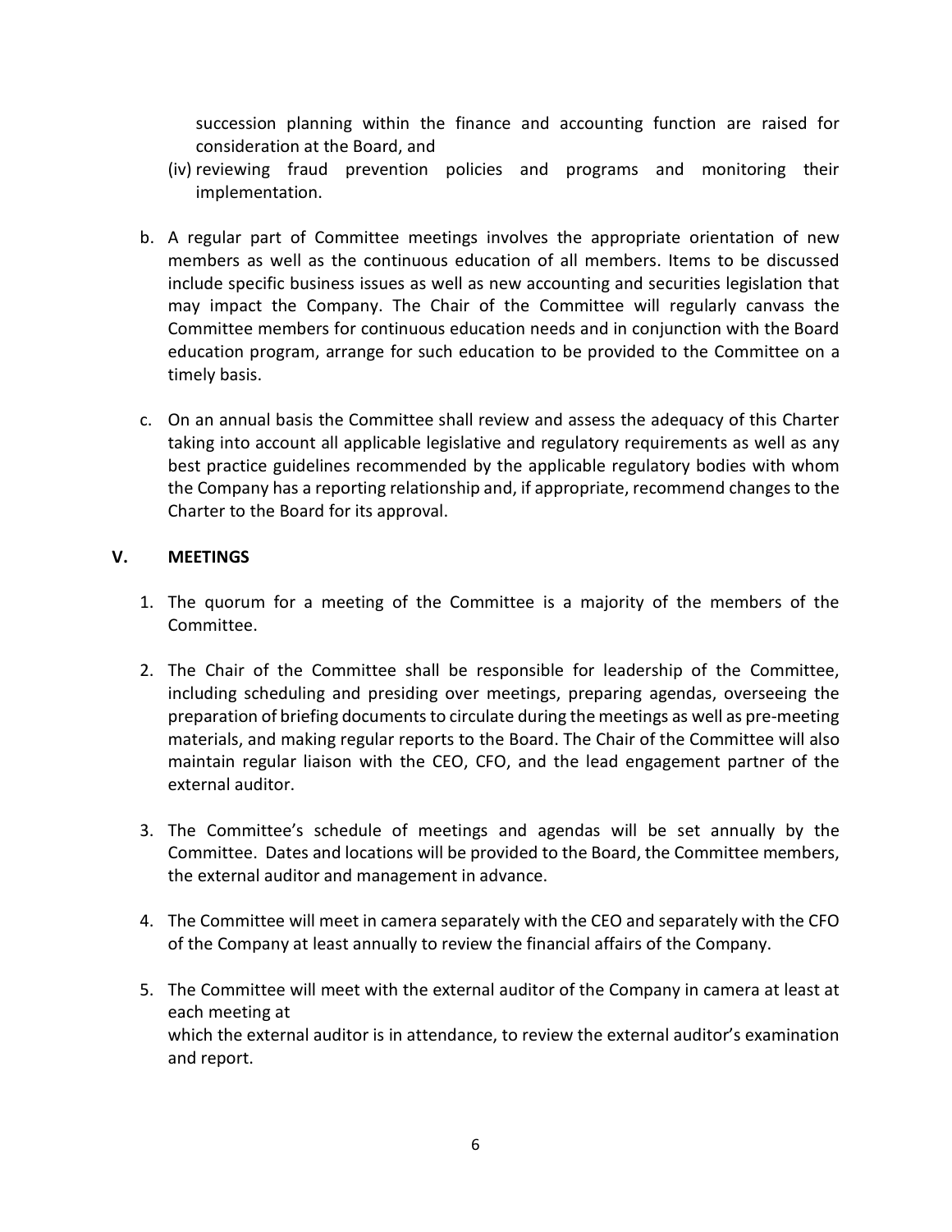succession planning within the finance and accounting function are raised for consideration at the Board, and

(iv) reviewing fraud prevention policies and programs and monitoring their implementation.

b. A regular part of Committee meetings involves the appropriate orientation of new members as well as the continuous education of all members. Items to be discussed include specific business issues as well as new accounting and securities legislation that may impact the Company. The Chair of the Committee will regularly canvass the Committee members for continuous education needs and in conjunction with the Board education program, arrange for such education to be provided to the Committee on a timely basis.

c. On an annual basis the Committee shall review and assess the adequacy of this Charter taking into account all applicable legislative and regulatory requirements as well as any best practice guidelines recommended by the applicable regulatory bodies with whom the Company has a reporting relationship and, if appropriate, recommend changes to the Charter to the Board for its approval.

## V. MEETINGS

1. The quorum for a meeting of the Committee is a majority of the members of the Committee.

2. The Chair of the Committee shall be responsible for leadership of the Committee, including scheduling and presiding over meetings, preparing agendas, overseeing the preparation of briefing documents to circulate during the meetings as well as pre-meeting materials, and making regular reports to the Board. The Chair of the Committee will also maintain regular liaison with the CEO, CFO, and the lead engagement partner of the external auditor.

3. The Committee's schedule of meetings and agendas will be set annually by the Committee. Dates and locations will be provided to the Board, the Committee members, the external auditor and management in advance.

4. The Committee will meet in camera separately with the CEO and separately with the CFO of the Company at least annually to review the financial affairs of the Company.

5. The Committee will meet with the external auditor of the Company in camera at least at each meeting at
which the external auditor is in attendance, to review the external auditor's examination and report.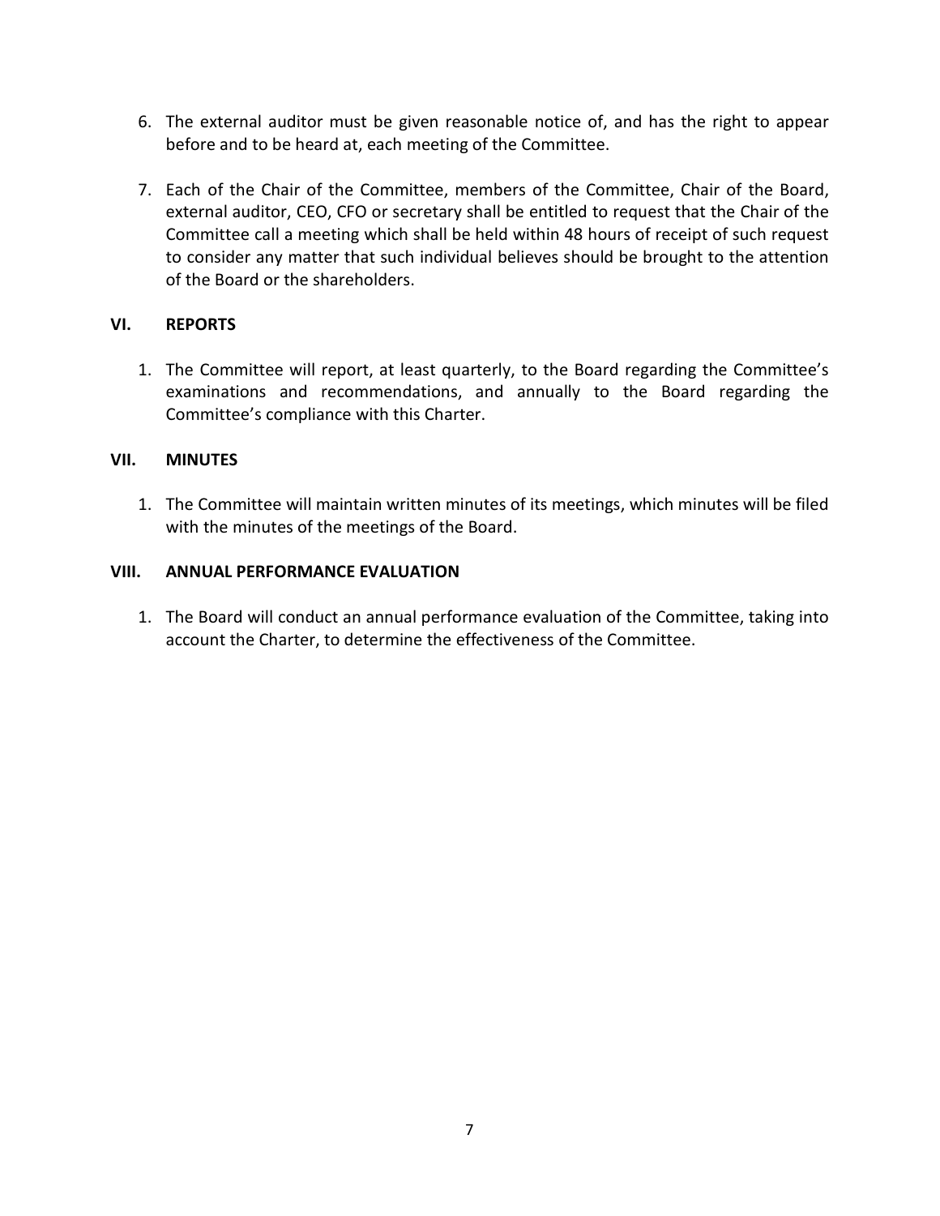6. The external auditor must be given reasonable notice of, and has the right to appear before and to be heard at, each meeting of the Committee.

7. Each of the Chair of the Committee, members of the Committee, Chair of the Board, external auditor, CEO, CFO or secretary shall be entitled to request that the Chair of the Committee call a meeting which shall be held within 48 hours of receipt of such request to consider any matter that such individual believes should be brought to the attention of the Board or the shareholders.

## VI. REPORTS

1. The Committee will report, at least quarterly, to the Board regarding the Committee's examinations and recommendations, and annually to the Board regarding the Committee's compliance with this Charter.

## VII. MINUTES

1. The Committee will maintain written minutes of its meetings, which minutes will be filed with the minutes of the meetings of the Board.

## VIII. ANNUAL PERFORMANCE EVALUATION

1. The Board will conduct an annual performance evaluation of the Committee, taking into account the Charter, to determine the effectiveness of the Committee.